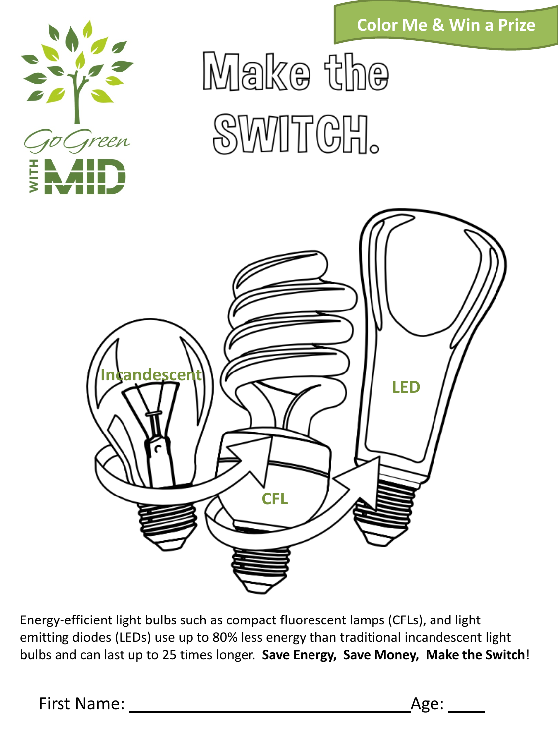Color Me & Win a Prize

Go Green WITH MID

# Make the SWITCH.

Incandescent

CFL

LED

Energy-efficient light bulbs such as compact fluorescent lamps (CFLs), and light emitting diodes (LEDs) use up to 80% less energy than traditional incandescent light bulbs and can last up to 25 times longer. **Save Energy, Save Money, Make the Switch**!

First Name: ______________________________ Age: ____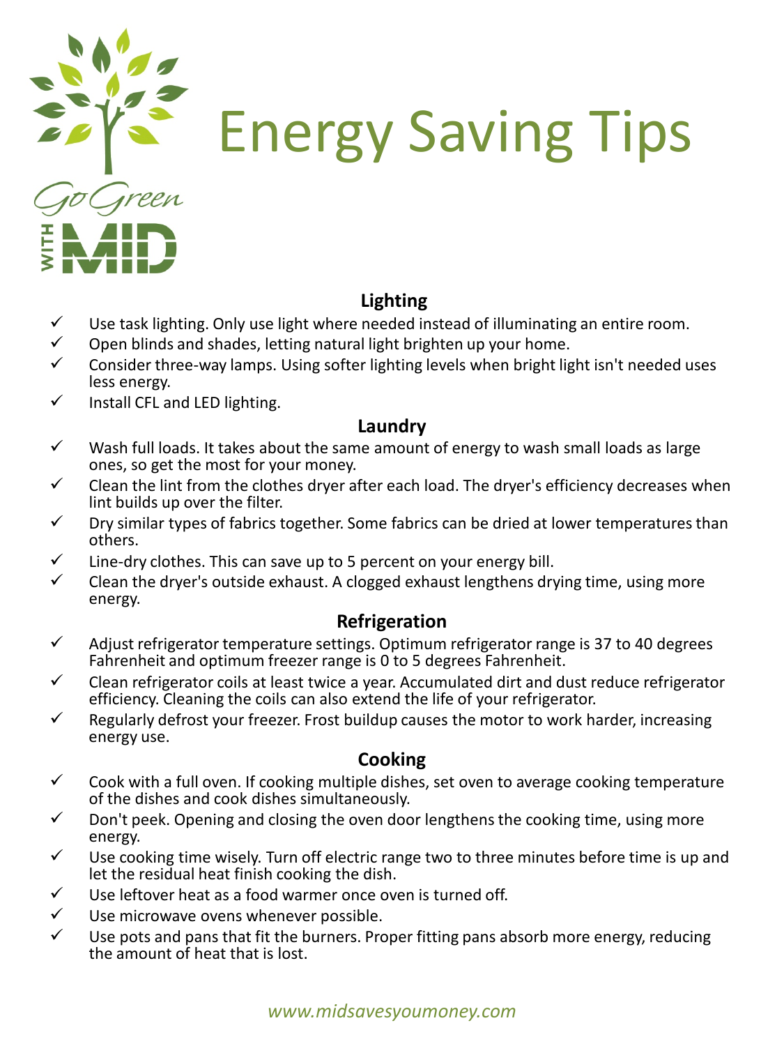# Energy Saving Tips

Go Green WITH MID

## Lighting

- ✓ Use task lighting. Only use light where needed instead of illuminating an entire room.
- ✓ Open blinds and shades, letting natural light brighten up your home.
- ✓ Consider three-way lamps. Using softer lighting levels when bright light isn't needed uses less energy.
- ✓ Install CFL and LED lighting.

## Laundry

- ✓ Wash full loads. It takes about the same amount of energy to wash small loads as large ones, so get the most for your money.
- ✓ Clean the lint from the clothes dryer after each load. The dryer's efficiency decreases when lint builds up over the filter.
- ✓ Dry similar types of fabrics together. Some fabrics can be dried at lower temperatures than others.
- ✓ Line-dry clothes. This can save up to 5 percent on your energy bill.
- ✓ Clean the dryer's outside exhaust. A clogged exhaust lengthens drying time, using more energy.

## Refrigeration

- ✓ Adjust refrigerator temperature settings. Optimum refrigerator range is 37 to 40 degrees Fahrenheit and optimum freezer range is 0 to 5 degrees Fahrenheit.
- ✓ Clean refrigerator coils at least twice a year. Accumulated dirt and dust reduce refrigerator efficiency. Cleaning the coils can also extend the life of your refrigerator.
- ✓ Regularly defrost your freezer. Frost buildup causes the motor to work harder, increasing energy use.

## Cooking

- ✓ Cook with a full oven. If cooking multiple dishes, set oven to average cooking temperature of the dishes and cook dishes simultaneously.
- ✓ Don't peek. Opening and closing the oven door lengthens the cooking time, using more energy.
- ✓ Use cooking time wisely. Turn off electric range two to three minutes before time is up and let the residual heat finish cooking the dish.
- ✓ Use leftover heat as a food warmer once oven is turned off.
- ✓ Use microwave ovens whenever possible.
- ✓ Use pots and pans that fit the burners. Proper fitting pans absorb more energy, reducing the amount of heat that is lost.

*www.midsavesyoumoney.com*